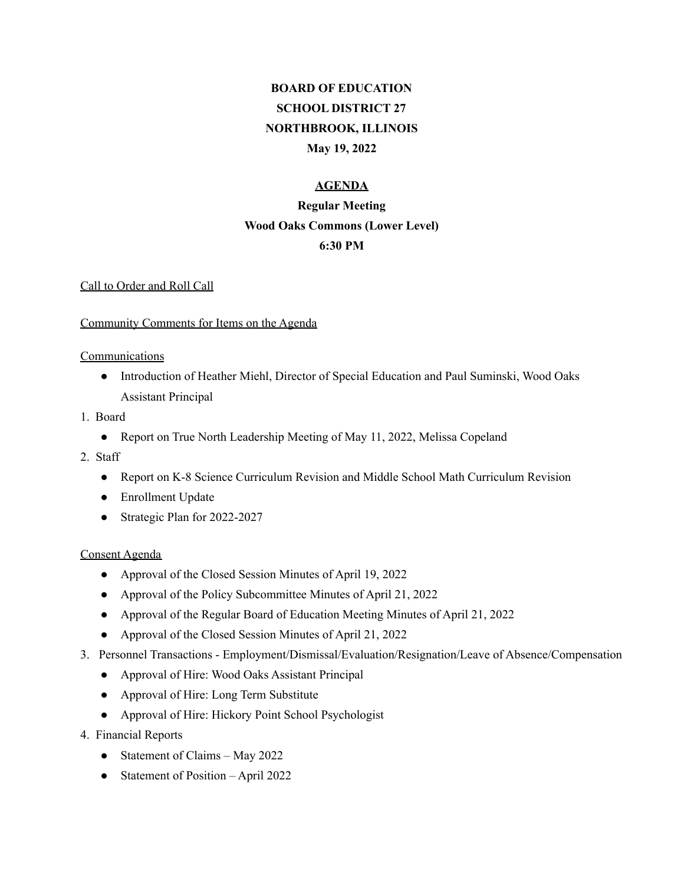**BOARD OF EDUCATION**
**SCHOOL DISTRICT 27**
**NORTHBROOK, ILLINOIS**
**May 19, 2022**

**AGENDA**
**Regular Meeting**
**Wood Oaks Commons (Lower Level)**
**6:30 PM**

Call to Order and Roll Call

Community Comments for Items on the Agenda

Communications

- Introduction of Heather Miehl, Director of Special Education and Paul Suminski, Wood Oaks Assistant Principal

1. Board
   - Report on True North Leadership Meeting of May 11, 2022, Melissa Copeland
2. Staff
   - Report on K-8 Science Curriculum Revision and Middle School Math Curriculum Revision
   - Enrollment Update
   - Strategic Plan for 2022-2027

Consent Agenda

- Approval of the Closed Session Minutes of April 19, 2022
- Approval of the Policy Subcommittee Minutes of April 21, 2022
- Approval of the Regular Board of Education Meeting Minutes of April 21, 2022
- Approval of the Closed Session Minutes of April 21, 2022

3. Personnel Transactions - Employment/Dismissal/Evaluation/Resignation/Leave of Absence/Compensation
   - Approval of Hire: Wood Oaks Assistant Principal
   - Approval of Hire: Long Term Substitute
   - Approval of Hire: Hickory Point School Psychologist
4. Financial Reports
   - Statement of Claims – May 2022
   - Statement of Position – April 2022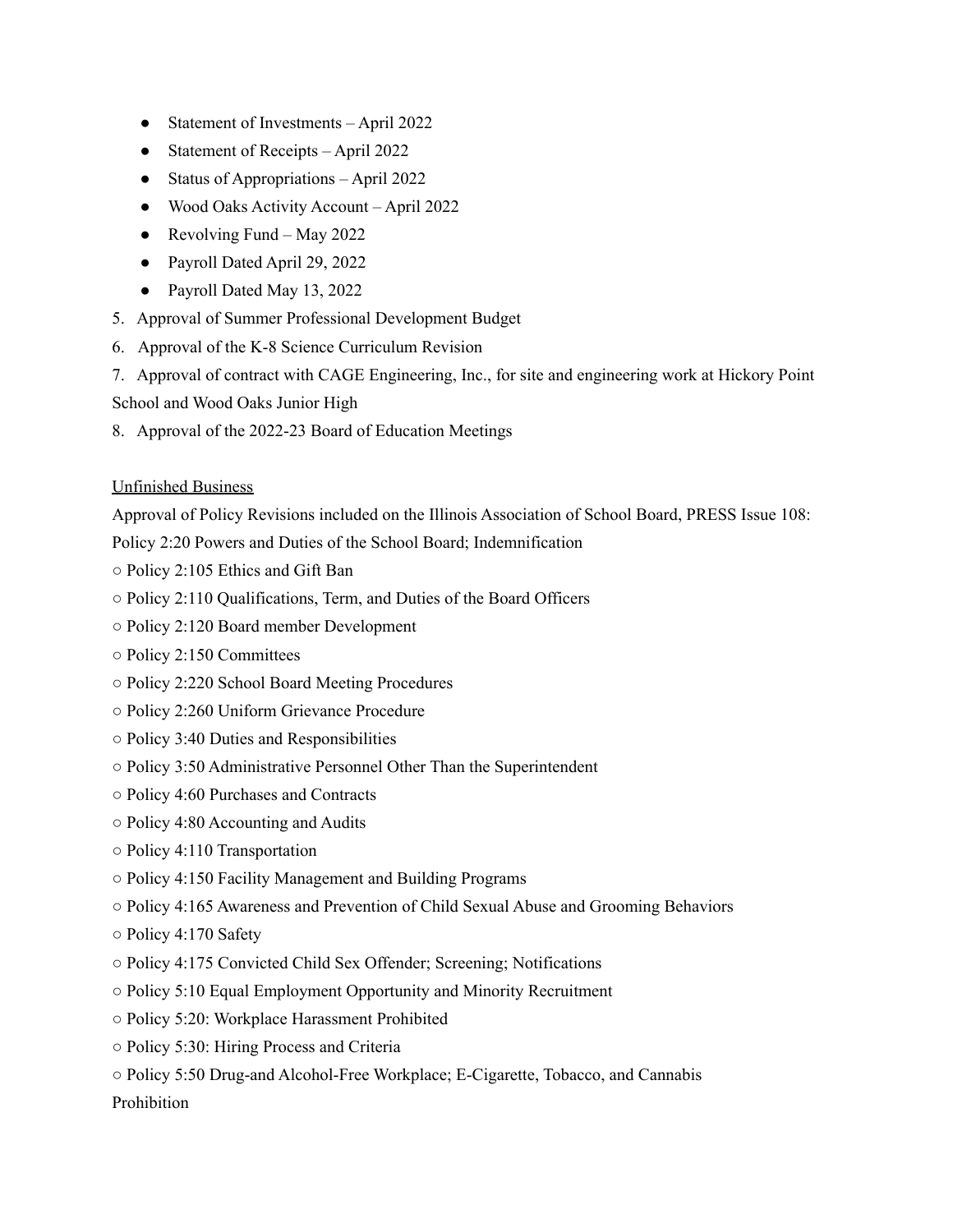- Statement of Investments – April 2022
- Statement of Receipts – April 2022
- Status of Appropriations – April 2022
- Wood Oaks Activity Account – April 2022
- Revolving Fund – May 2022
- Payroll Dated April 29, 2022
- Payroll Dated May 13, 2022

5. Approval of Summer Professional Development Budget
6. Approval of the K-8 Science Curriculum Revision
7. Approval of contract with CAGE Engineering, Inc., for site and engineering work at Hickory Point School and Wood Oaks Junior High
8. Approval of the 2022-23 Board of Education Meetings

<u>Unfinished Business</u>

Approval of Policy Revisions included on the Illinois Association of School Board, PRESS Issue 108:
Policy 2:20 Powers and Duties of the School Board; Indemnification

- Policy 2:105 Ethics and Gift Ban
- Policy 2:110 Qualifications, Term, and Duties of the Board Officers
- Policy 2:120 Board member Development
- Policy 2:150 Committees
- Policy 2:220 School Board Meeting Procedures
- Policy 2:260 Uniform Grievance Procedure
- Policy 3:40 Duties and Responsibilities
- Policy 3:50 Administrative Personnel Other Than the Superintendent
- Policy 4:60 Purchases and Contracts
- Policy 4:80 Accounting and Audits
- Policy 4:110 Transportation
- Policy 4:150 Facility Management and Building Programs
- Policy 4:165 Awareness and Prevention of Child Sexual Abuse and Grooming Behaviors
- Policy 4:170 Safety
- Policy 4:175 Convicted Child Sex Offender; Screening; Notifications
- Policy 5:10 Equal Employment Opportunity and Minority Recruitment
- Policy 5:20: Workplace Harassment Prohibited
- Policy 5:30: Hiring Process and Criteria
- Policy 5:50 Drug-and Alcohol-Free Workplace; E-Cigarette, Tobacco, and Cannabis Prohibition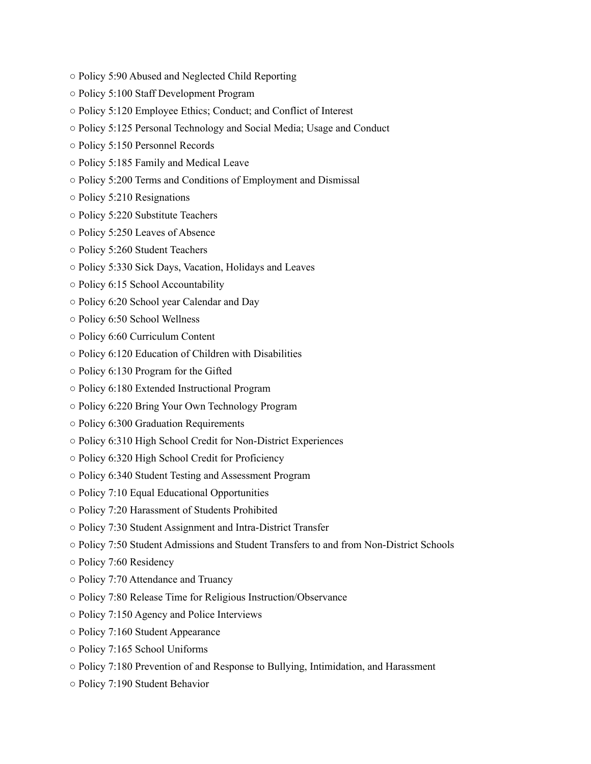- Policy 5:90 Abused and Neglected Child Reporting
- Policy 5:100 Staff Development Program
- Policy 5:120 Employee Ethics; Conduct; and Conflict of Interest
- Policy 5:125 Personal Technology and Social Media; Usage and Conduct
- Policy 5:150 Personnel Records
- Policy 5:185 Family and Medical Leave
- Policy 5:200 Terms and Conditions of Employment and Dismissal
- Policy 5:210 Resignations
- Policy 5:220 Substitute Teachers
- Policy 5:250 Leaves of Absence
- Policy 5:260 Student Teachers
- Policy 5:330 Sick Days, Vacation, Holidays and Leaves
- Policy 6:15 School Accountability
- Policy 6:20 School year Calendar and Day
- Policy 6:50 School Wellness
- Policy 6:60 Curriculum Content
- Policy 6:120 Education of Children with Disabilities
- Policy 6:130 Program for the Gifted
- Policy 6:180 Extended Instructional Program
- Policy 6:220 Bring Your Own Technology Program
- Policy 6:300 Graduation Requirements
- Policy 6:310 High School Credit for Non-District Experiences
- Policy 6:320 High School Credit for Proficiency
- Policy 6:340 Student Testing and Assessment Program
- Policy 7:10 Equal Educational Opportunities
- Policy 7:20 Harassment of Students Prohibited
- Policy 7:30 Student Assignment and Intra-District Transfer
- Policy 7:50 Student Admissions and Student Transfers to and from Non-District Schools
- Policy 7:60 Residency
- Policy 7:70 Attendance and Truancy
- Policy 7:80 Release Time for Religious Instruction/Observance
- Policy 7:150 Agency and Police Interviews
- Policy 7:160 Student Appearance
- Policy 7:165 School Uniforms
- Policy 7:180 Prevention of and Response to Bullying, Intimidation, and Harassment
- Policy 7:190 Student Behavior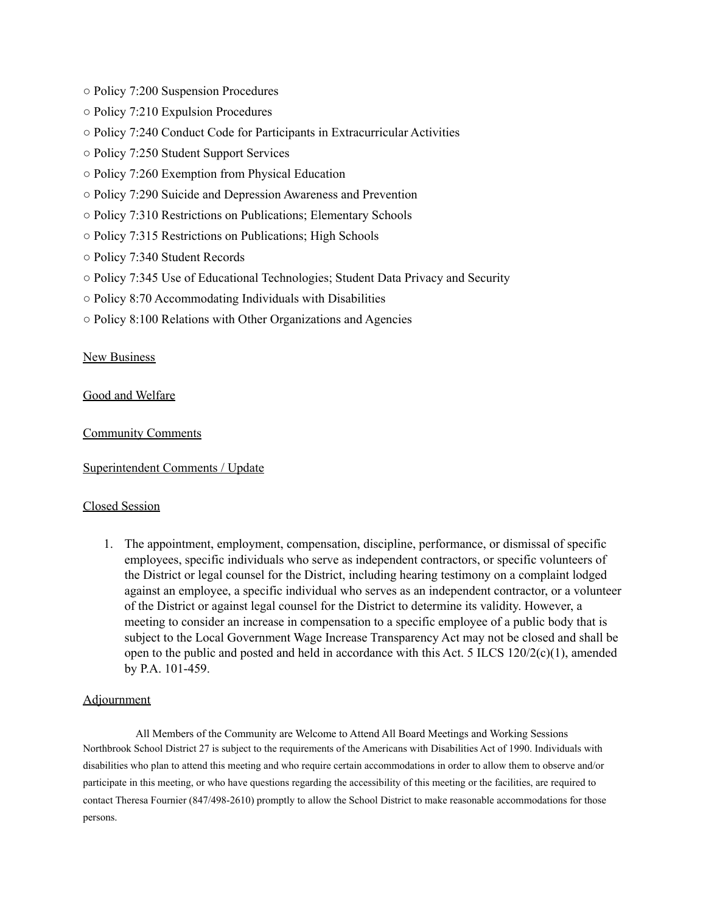○ Policy 7:200 Suspension Procedures

○ Policy 7:210 Expulsion Procedures

○ Policy 7:240 Conduct Code for Participants in Extracurricular Activities

○ Policy 7:250 Student Support Services

○ Policy 7:260 Exemption from Physical Education

○ Policy 7:290 Suicide and Depression Awareness and Prevention

○ Policy 7:310 Restrictions on Publications; Elementary Schools

○ Policy 7:315 Restrictions on Publications; High Schools

○ Policy 7:340 Student Records

○ Policy 7:345 Use of Educational Technologies; Student Data Privacy and Security

○ Policy 8:70 Accommodating Individuals with Disabilities

○ Policy 8:100 Relations with Other Organizations and Agencies

<u>New Business</u>

<u>Good and Welfare</u>

<u>Community Comments</u>

<u>Superintendent Comments / Update</u>

<u>Closed Session</u>

1. The appointment, employment, compensation, discipline, performance, or dismissal of specific employees, specific individuals who serve as independent contractors, or specific volunteers of the District or legal counsel for the District, including hearing testimony on a complaint lodged against an employee, a specific individual who serves as an independent contractor, or a volunteer of the District or against legal counsel for the District to determine its validity. However, a meeting to consider an increase in compensation to a specific employee of a public body that is subject to the Local Government Wage Increase Transparency Act may not be closed and shall be open to the public and posted and held in accordance with this Act. 5 ILCS 120/2(c)(1), amended by P.A. 101-459.

<u>Adjournment</u>

All Members of the Community are Welcome to Attend All Board Meetings and Working Sessions

Northbrook School District 27 is subject to the requirements of the Americans with Disabilities Act of 1990. Individuals with disabilities who plan to attend this meeting and who require certain accommodations in order to allow them to observe and/or participate in this meeting, or who have questions regarding the accessibility of this meeting or the facilities, are required to contact Theresa Fournier (847/498-2610) promptly to allow the School District to make reasonable accommodations for those persons.